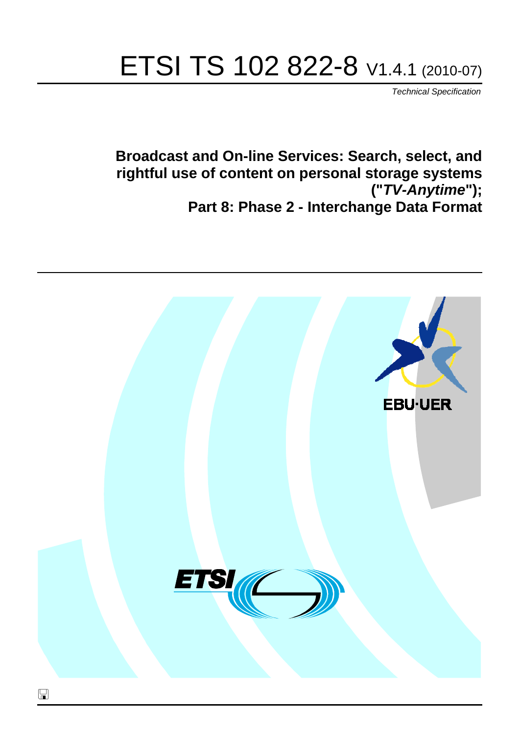# ETSI TS 102 822-8 V1.4.1 (2010-07)

*Technical Specification*

**Broadcast and On-line Services: Search, select, and rightful use of content on personal storage systems ("*TV-Anytime*"); Part 8: Phase 2 - Interchange Data Format**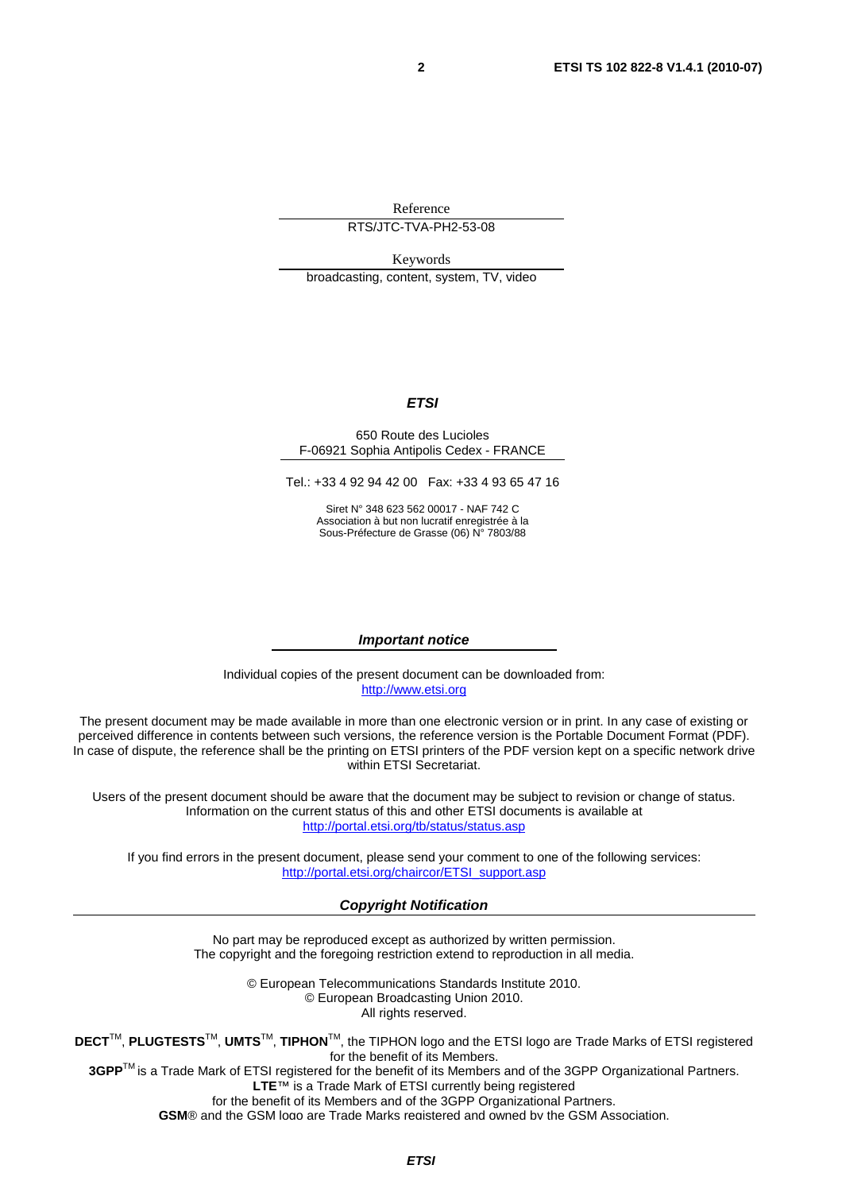Reference

RTS/JTC-TVA-PH2-53-08

Keywords

broadcasting, content, system, TV, video

***ETSI***

650 Route des Lucioles
F-06921 Sophia Antipolis Cedex - FRANCE

Tel.: +33 4 92 94 42 00 Fax: +33 4 93 65 47 16

Siret N° 348 623 562 00017 - NAF 742 C
Association à but non lucratif enregistrée à la
Sous-Préfecture de Grasse (06) N° 7803/88

***Important notice***

Individual copies of the present document can be downloaded from:
http://www.etsi.org

The present document may be made available in more than one electronic version or in print. In any case of existing or perceived difference in contents between such versions, the reference version is the Portable Document Format (PDF). In case of dispute, the reference shall be the printing on ETSI printers of the PDF version kept on a specific network drive within ETSI Secretariat.

Users of the present document should be aware that the document may be subject to revision or change of status. Information on the current status of this and other ETSI documents is available at
http://portal.etsi.org/tb/status/status.asp

If you find errors in the present document, please send your comment to one of the following services:
http://portal.etsi.org/chaircor/ETSI_support.asp

***Copyright Notification***

No part may be reproduced except as authorized by written permission.
The copyright and the foregoing restriction extend to reproduction in all media.

© European Telecommunications Standards Institute 2010.
© European Broadcasting Union 2010.
All rights reserved.

**DECT**™, **PLUGTESTS**™, **UMTS**™, **TIPHON**™, the TIPHON logo and the ETSI logo are Trade Marks of ETSI registered for the benefit of its Members.
**3GPP**™ is a Trade Mark of ETSI registered for the benefit of its Members and of the 3GPP Organizational Partners.
**LTE**™ is a Trade Mark of ETSI currently being registered
for the benefit of its Members and of the 3GPP Organizational Partners.
**GSM**® and the GSM logo are Trade Marks registered and owned by the GSM Association.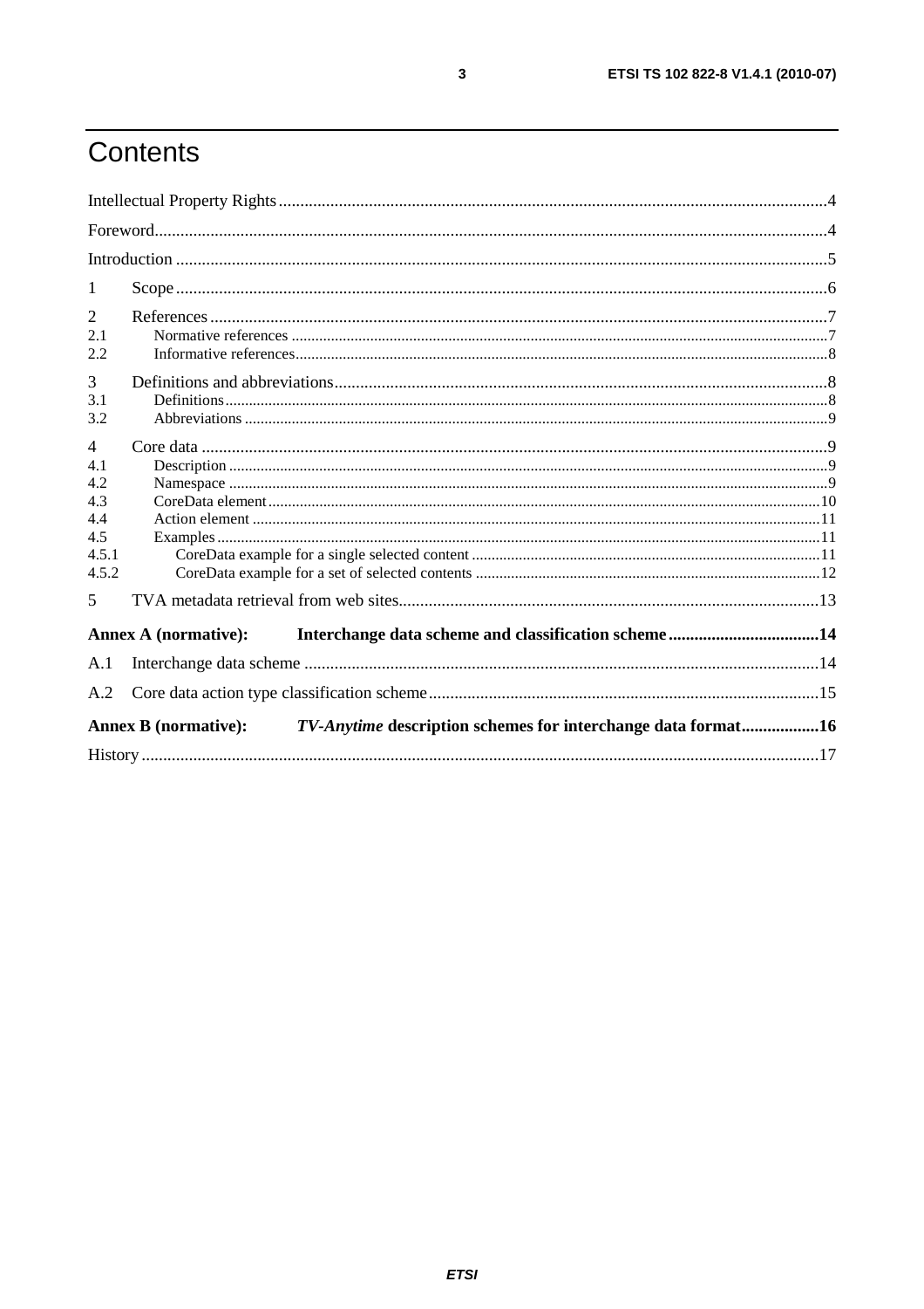# Contents

Intellectual Property Rights....4

Foreword....4

Introduction....5

1 Scope....6

2 References....7

2.1 Normative references....7

2.2 Informative references....8

3 Definitions and abbreviations....8

3.1 Definitions....8

3.2 Abbreviations....9

4 Core data....9

4.1 Description....9

4.2 Namespace....9

4.3 CoreData element....10

4.4 Action element....11

4.5 Examples....11

4.5.1 CoreData example for a single selected content....11

4.5.2 CoreData example for a set of selected contents....12

5 TVA metadata retrieval from web sites....13

**Annex A (normative): Interchange data scheme and classification scheme....14**

A.1 Interchange data scheme....14

A.2 Core data action type classification scheme....15

**Annex B (normative): *TV-Anytime* description schemes for interchange data format....16**

History....17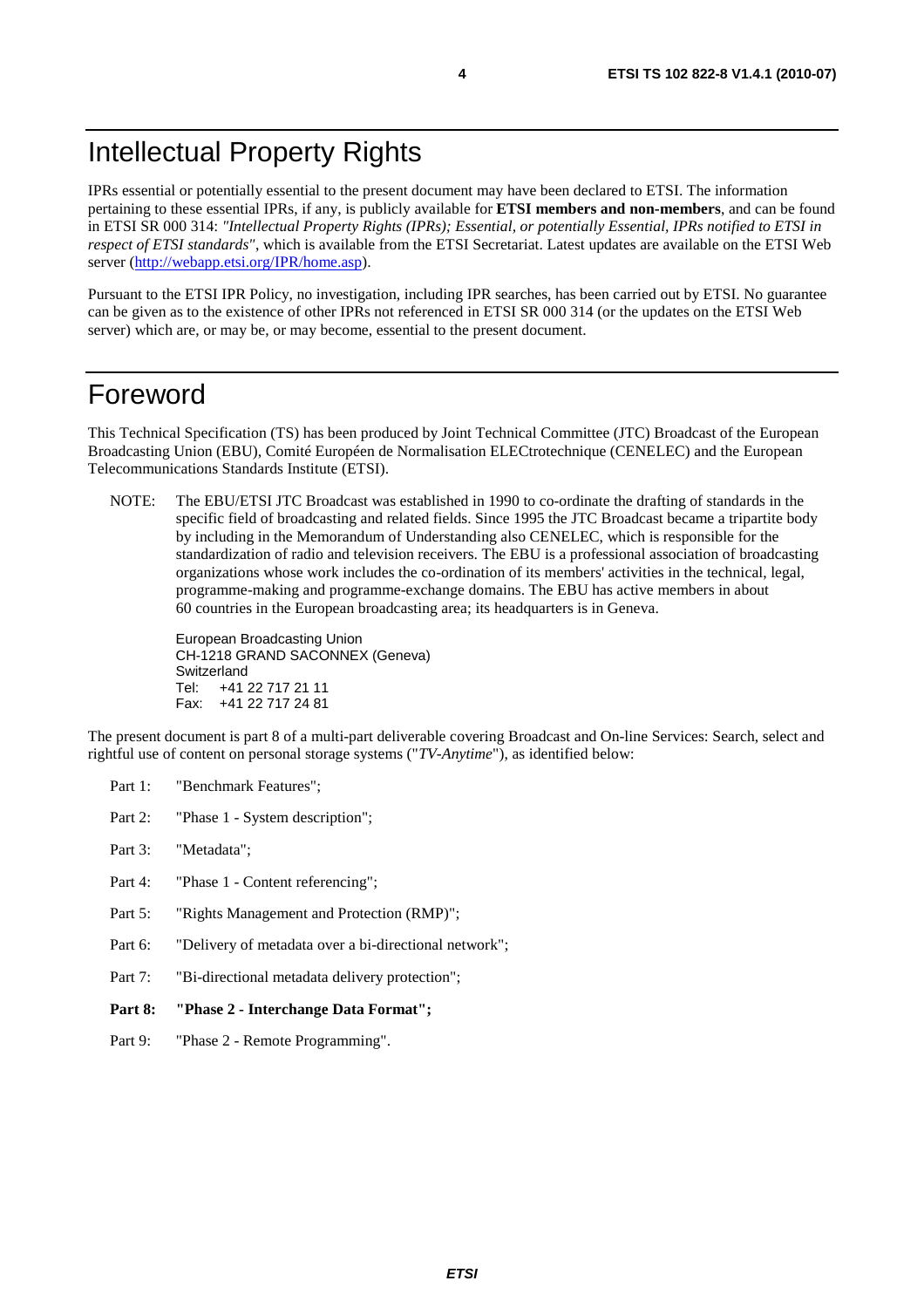# Intellectual Property Rights

IPRs essential or potentially essential to the present document may have been declared to ETSI. The information pertaining to these essential IPRs, if any, is publicly available for **ETSI members and non-members**, and can be found in ETSI SR 000 314: *"Intellectual Property Rights (IPRs); Essential, or potentially Essential, IPRs notified to ETSI in respect of ETSI standards"*, which is available from the ETSI Secretariat. Latest updates are available on the ETSI Web server (http://webapp.etsi.org/IPR/home.asp).

Pursuant to the ETSI IPR Policy, no investigation, including IPR searches, has been carried out by ETSI. No guarantee can be given as to the existence of other IPRs not referenced in ETSI SR 000 314 (or the updates on the ETSI Web server) which are, or may be, or may become, essential to the present document.

# Foreword

This Technical Specification (TS) has been produced by Joint Technical Committee (JTC) Broadcast of the European Broadcasting Union (EBU), Comité Européen de Normalisation ELECtrotechnique (CENELEC) and the European Telecommunications Standards Institute (ETSI).

NOTE: The EBU/ETSI JTC Broadcast was established in 1990 to co-ordinate the drafting of standards in the specific field of broadcasting and related fields. Since 1995 the JTC Broadcast became a tripartite body by including in the Memorandum of Understanding also CENELEC, which is responsible for the standardization of radio and television receivers. The EBU is a professional association of broadcasting organizations whose work includes the co-ordination of its members' activities in the technical, legal, programme-making and programme-exchange domains. The EBU has active members in about 60 countries in the European broadcasting area; its headquarters is in Geneva.

European Broadcasting Union
CH-1218 GRAND SACONNEX (Geneva)
Switzerland
Tel: +41 22 717 21 11
Fax: +41 22 717 24 81

The present document is part 8 of a multi-part deliverable covering Broadcast and On-line Services: Search, select and rightful use of content on personal storage systems ("*TV-Anytime*"), as identified below:

Part 1: "Benchmark Features";

Part 2: "Phase 1 - System description";

Part 3: "Metadata";

Part 4: "Phase 1 - Content referencing";

Part 5: "Rights Management and Protection (RMP)";

Part 6: "Delivery of metadata over a bi-directional network";

Part 7: "Bi-directional metadata delivery protection";

**Part 8: "Phase 2 - Interchange Data Format";**

Part 9: "Phase 2 - Remote Programming".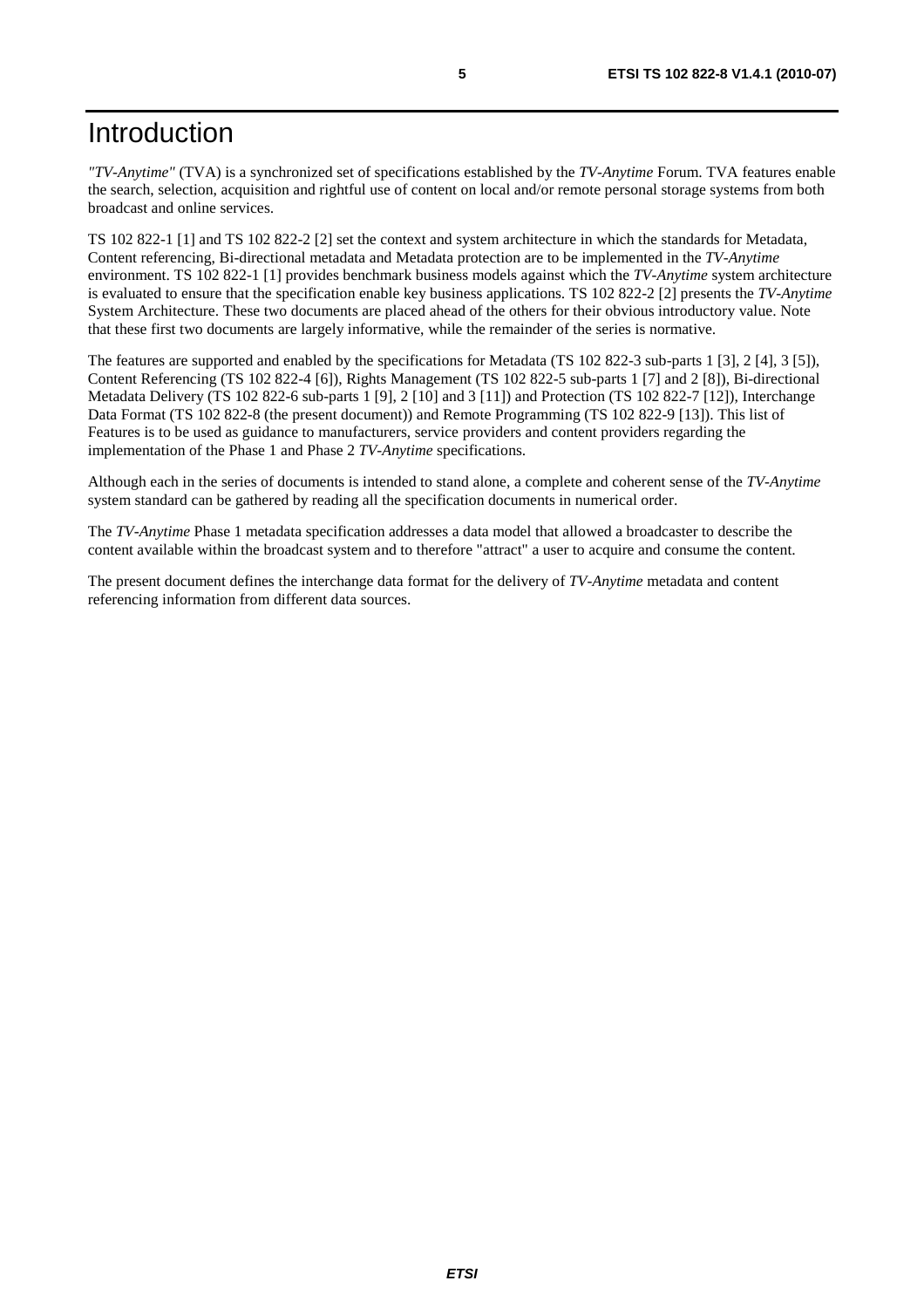# Introduction

*"TV-Anytime"* (TVA) is a synchronized set of specifications established by the *TV-Anytime* Forum. TVA features enable the search, selection, acquisition and rightful use of content on local and/or remote personal storage systems from both broadcast and online services.

TS 102 822-1 [1] and TS 102 822-2 [2] set the context and system architecture in which the standards for Metadata, Content referencing, Bi-directional metadata and Metadata protection are to be implemented in the *TV-Anytime* environment. TS 102 822-1 [1] provides benchmark business models against which the *TV-Anytime* system architecture is evaluated to ensure that the specification enable key business applications. TS 102 822-2 [2] presents the *TV-Anytime* System Architecture. These two documents are placed ahead of the others for their obvious introductory value. Note that these first two documents are largely informative, while the remainder of the series is normative.

The features are supported and enabled by the specifications for Metadata (TS 102 822-3 sub-parts 1 [3], 2 [4], 3 [5]), Content Referencing (TS 102 822-4 [6]), Rights Management (TS 102 822-5 sub-parts 1 [7] and 2 [8]), Bi-directional Metadata Delivery (TS 102 822-6 sub-parts 1 [9], 2 [10] and 3 [11]) and Protection (TS 102 822-7 [12]), Interchange Data Format (TS 102 822-8 (the present document)) and Remote Programming (TS 102 822-9 [13]). This list of Features is to be used as guidance to manufacturers, service providers and content providers regarding the implementation of the Phase 1 and Phase 2 *TV-Anytime* specifications.

Although each in the series of documents is intended to stand alone, a complete and coherent sense of the *TV-Anytime* system standard can be gathered by reading all the specification documents in numerical order.

The *TV-Anytime* Phase 1 metadata specification addresses a data model that allowed a broadcaster to describe the content available within the broadcast system and to therefore "attract" a user to acquire and consume the content.

The present document defines the interchange data format for the delivery of *TV-Anytime* metadata and content referencing information from different data sources.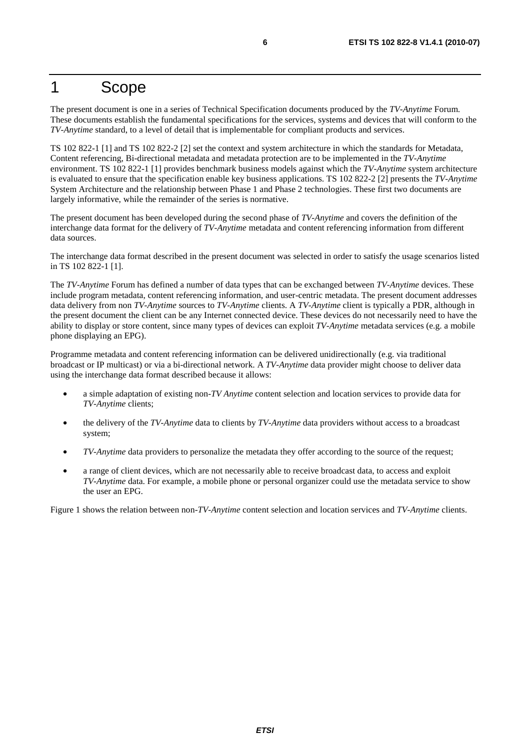# 1 Scope

The present document is one in a series of Technical Specification documents produced by the *TV-Anytime* Forum. These documents establish the fundamental specifications for the services, systems and devices that will conform to the *TV-Anytime* standard, to a level of detail that is implementable for compliant products and services.

TS 102 822-1 [1] and TS 102 822-2 [2] set the context and system architecture in which the standards for Metadata, Content referencing, Bi-directional metadata and metadata protection are to be implemented in the *TV-Anytime* environment. TS 102 822-1 [1] provides benchmark business models against which the *TV-Anytime* system architecture is evaluated to ensure that the specification enable key business applications. TS 102 822-2 [2] presents the *TV-Anytime* System Architecture and the relationship between Phase 1 and Phase 2 technologies. These first two documents are largely informative, while the remainder of the series is normative.

The present document has been developed during the second phase of *TV-Anytime* and covers the definition of the interchange data format for the delivery of *TV-Anytime* metadata and content referencing information from different data sources.

The interchange data format described in the present document was selected in order to satisfy the usage scenarios listed in TS 102 822-1 [1].

The *TV-Anytime* Forum has defined a number of data types that can be exchanged between *TV-Anytime* devices. These include program metadata, content referencing information, and user-centric metadata. The present document addresses data delivery from non *TV-Anytime* sources to *TV-Anytime* clients. A *TV-Anytime* client is typically a PDR, although in the present document the client can be any Internet connected device. These devices do not necessarily need to have the ability to display or store content, since many types of devices can exploit *TV-Anytime* metadata services (e.g. a mobile phone displaying an EPG).

Programme metadata and content referencing information can be delivered unidirectionally (e.g. via traditional broadcast or IP multicast) or via a bi-directional network. A *TV-Anytime* data provider might choose to deliver data using the interchange data format described because it allows:

- a simple adaptation of existing non-*TV Anytime* content selection and location services to provide data for *TV-Anytime* clients;
- the delivery of the *TV-Anytime* data to clients by *TV-Anytime* data providers without access to a broadcast system;
- *TV-Anytime* data providers to personalize the metadata they offer according to the source of the request;
- a range of client devices, which are not necessarily able to receive broadcast data, to access and exploit *TV-Anytime* data. For example, a mobile phone or personal organizer could use the metadata service to show the user an EPG.

Figure 1 shows the relation between non-*TV-Anytime* content selection and location services and *TV-Anytime* clients.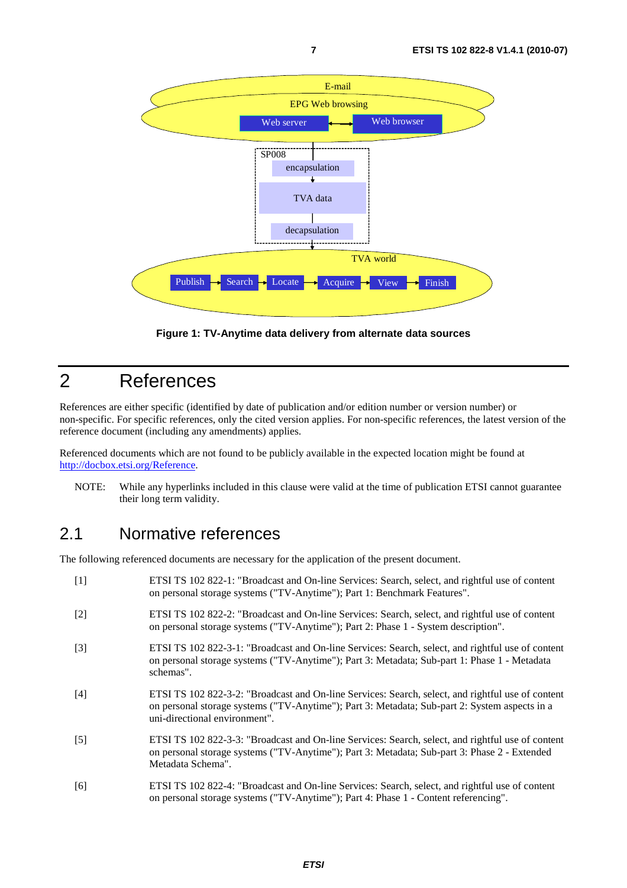Figure 1: TV-Anytime data delivery from alternate data sources

# 2 References

References are either specific (identified by date of publication and/or edition number or version number) or non-specific. For specific references, only the cited version applies. For non-specific references, the latest version of the reference document (including any amendments) applies.

Referenced documents which are not found to be publicly available in the expected location might be found at http://docbox.etsi.org/Reference.

NOTE: While any hyperlinks included in this clause were valid at the time of publication ETSI cannot guarantee their long term validity.

## 2.1 Normative references

The following referenced documents are necessary for the application of the present document.

[1] ETSI TS 102 822-1: "Broadcast and On-line Services: Search, select, and rightful use of content on personal storage systems ("TV-Anytime"); Part 1: Benchmark Features".

[2] ETSI TS 102 822-2: "Broadcast and On-line Services: Search, select, and rightful use of content on personal storage systems ("TV-Anytime"); Part 2: Phase 1 - System description".

[3] ETSI TS 102 822-3-1: "Broadcast and On-line Services: Search, select, and rightful use of content on personal storage systems ("TV-Anytime"); Part 3: Metadata; Sub-part 1: Phase 1 - Metadata schemas".

[4] ETSI TS 102 822-3-2: "Broadcast and On-line Services: Search, select, and rightful use of content on personal storage systems ("TV-Anytime"); Part 3: Metadata; Sub-part 2: System aspects in a uni-directional environment".

[5] ETSI TS 102 822-3-3: "Broadcast and On-line Services: Search, select, and rightful use of content on personal storage systems ("TV-Anytime"); Part 3: Metadata; Sub-part 3: Phase 2 - Extended Metadata Schema".

[6] ETSI TS 102 822-4: "Broadcast and On-line Services: Search, select, and rightful use of content on personal storage systems ("TV-Anytime"); Part 4: Phase 1 - Content referencing".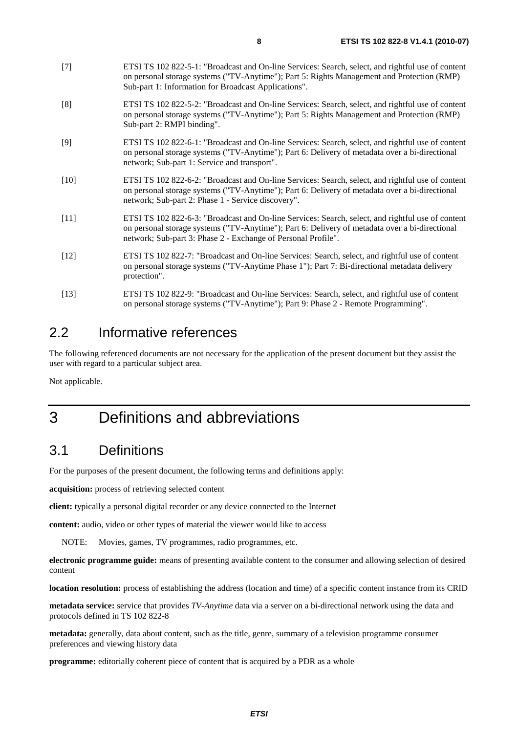[7] ETSI TS 102 822-5-1: "Broadcast and On-line Services: Search, select, and rightful use of content on personal storage systems ("TV-Anytime"); Part 5: Rights Management and Protection (RMP) Sub-part 1: Information for Broadcast Applications".

[8] ETSI TS 102 822-5-2: "Broadcast and On-line Services: Search, select, and rightful use of content on personal storage systems ("TV-Anytime"); Part 5: Rights Management and Protection (RMP) Sub-part 2: RMPI binding".

[9] ETSI TS 102 822-6-1: "Broadcast and On-line Services: Search, select, and rightful use of content on personal storage systems ("TV-Anytime"); Part 6: Delivery of metadata over a bi-directional network; Sub-part 1: Service and transport".

[10] ETSI TS 102 822-6-2: "Broadcast and On-line Services: Search, select, and rightful use of content on personal storage systems ("TV-Anytime"); Part 6: Delivery of metadata over a bi-directional network; Sub-part 2: Phase 1 - Service discovery".

[11] ETSI TS 102 822-6-3: "Broadcast and On-line Services: Search, select, and rightful use of content on personal storage systems ("TV-Anytime"); Part 6: Delivery of metadata over a bi-directional network; Sub-part 3: Phase 2 - Exchange of Personal Profile".

[12] ETSI TS 102 822-7: "Broadcast and On-line Services: Search, select, and rightful use of content on personal storage systems ("TV-Anytime Phase 1"); Part 7: Bi-directional metadata delivery protection".

[13] ETSI TS 102 822-9: "Broadcast and On-line Services: Search, select, and rightful use of content on personal storage systems ("TV-Anytime"); Part 9: Phase 2 - Remote Programming".

## 2.2 Informative references

The following referenced documents are not necessary for the application of the present document but they assist the user with regard to a particular subject area.

Not applicable.

# 3 Definitions and abbreviations

## 3.1 Definitions

For the purposes of the present document, the following terms and definitions apply:

**acquisition:** process of retrieving selected content

**client:** typically a personal digital recorder or any device connected to the Internet

**content:** audio, video or other types of material the viewer would like to access

NOTE: Movies, games, TV programmes, radio programmes, etc.

**electronic programme guide:** means of presenting available content to the consumer and allowing selection of desired content

**location resolution:** process of establishing the address (location and time) of a specific content instance from its CRID

**metadata service:** service that provides *TV-Anytime* data via a server on a bi-directional network using the data and protocols defined in TS 102 822-8

**metadata:** generally, data about content, such as the title, genre, summary of a television programme consumer preferences and viewing history data

**programme:** editorially coherent piece of content that is acquired by a PDR as a whole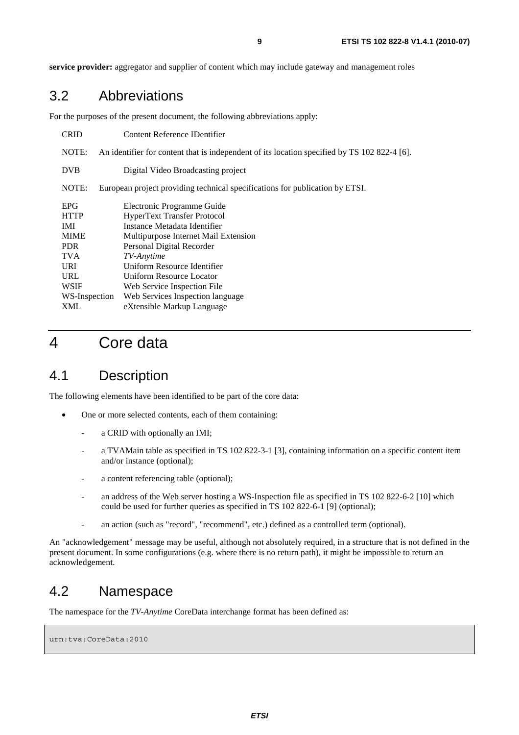**service provider:** aggregator and supplier of content which may include gateway and management roles

## 3.2 Abbreviations

For the purposes of the present document, the following abbreviations apply:

| | |
|---|---|
| CRID | Content Reference IDentifier |

NOTE: An identifier for content that is independent of its location specified by TS 102 822-4 [6].

| | |
|---|---|
| DVB | Digital Video Broadcasting project |

NOTE: European project providing technical specifications for publication by ETSI.

| | |
|---|---|
| EPG | Electronic Programme Guide |
| HTTP | HyperText Transfer Protocol |
| IMI | Instance Metadata Identifier |
| MIME | Multipurpose Internet Mail Extension |
| PDR | Personal Digital Recorder |
| TVA | *TV-Anytime* |
| URI | Uniform Resource Identifier |
| URL | Uniform Resource Locator |
| WSIF | Web Service Inspection File |
| WS-Inspection | Web Services Inspection language |
| XML | eXtensible Markup Language |

# 4 Core data

## 4.1 Description

The following elements have been identified to be part of the core data:

- One or more selected contents, each of them containing:
  - a CRID with optionally an IMI;
  - a TVAMain table as specified in TS 102 822-3-1 [3], containing information on a specific content item and/or instance (optional);
  - a content referencing table (optional);
  - an address of the Web server hosting a WS-Inspection file as specified in TS 102 822-6-2 [10] which could be used for further queries as specified in TS 102 822-6-1 [9] (optional);
  - an action (such as "record", "recommend", etc.) defined as a controlled term (optional).

An "acknowledgement" message may be useful, although not absolutely required, in a structure that is not defined in the present document. In some configurations (e.g. where there is no return path), it might be impossible to return an acknowledgement.

## 4.2 Namespace

The namespace for the *TV-Anytime* CoreData interchange format has been defined as:

```
urn:tva:CoreData:2010
```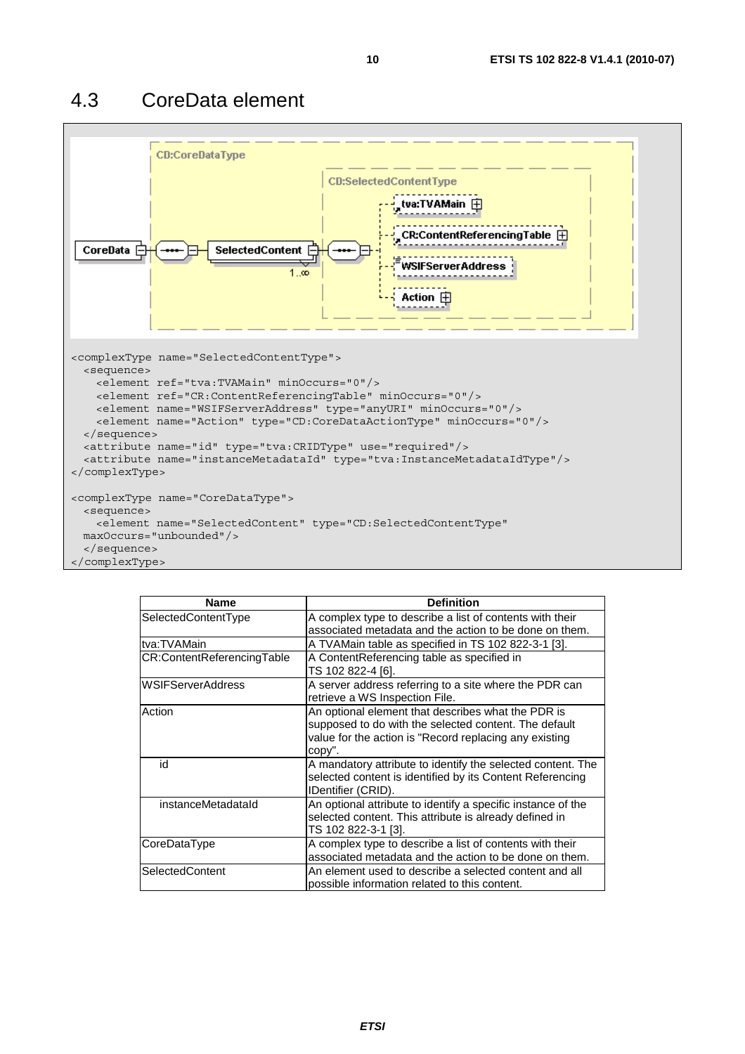## 4.3 CoreData element

```
<complexType name="SelectedContentType">
  <sequence>
    <element ref="tva:TVAMain" minOccurs="0"/>
    <element ref="CR:ContentReferencingTable" minOccurs="0"/>
    <element name="WSIFServerAddress" type="anyURI" minOccurs="0"/>
    <element name="Action" type="CD:CoreDataActionType" minOccurs="0"/>
  </sequence>
  <attribute name="id" type="tva:CRIDType" use="required"/>
  <attribute name="instanceMetadataId" type="tva:InstanceMetadataIdType"/>
</complexType>

<complexType name="CoreDataType">
  <sequence>
    <element name="SelectedContent" type="CD:SelectedContentType"
  maxOccurs="unbounded"/>
  </sequence>
</complexType>
```

| Name | Definition |
|---|---|
| SelectedContentType | A complex type to describe a list of contents with their associated metadata and the action to be done on them. |
| tva:TVAMain | A TVAMain table as specified in TS 102 822-3-1 [3]. |
| CR:ContentReferencingTable | A ContentReferencing table as specified in TS 102 822-4 [6]. |
| WSIFServerAddress | A server address referring to a site where the PDR can retrieve a WS Inspection File. |
| Action | An optional element that describes what the PDR is supposed to do with the selected content. The default value for the action is "Record replacing any existing copy". |
| id | A mandatory attribute to identify the selected content. The selected content is identified by its Content Referencing IDentifier (CRID). |
| instanceMetadataId | An optional attribute to identify a specific instance of the selected content. This attribute is already defined in TS 102 822-3-1 [3]. |
| CoreDataType | A complex type to describe a list of contents with their associated metadata and the action to be done on them. |
| SelectedContent | An element used to describe a selected content and all possible information related to this content. |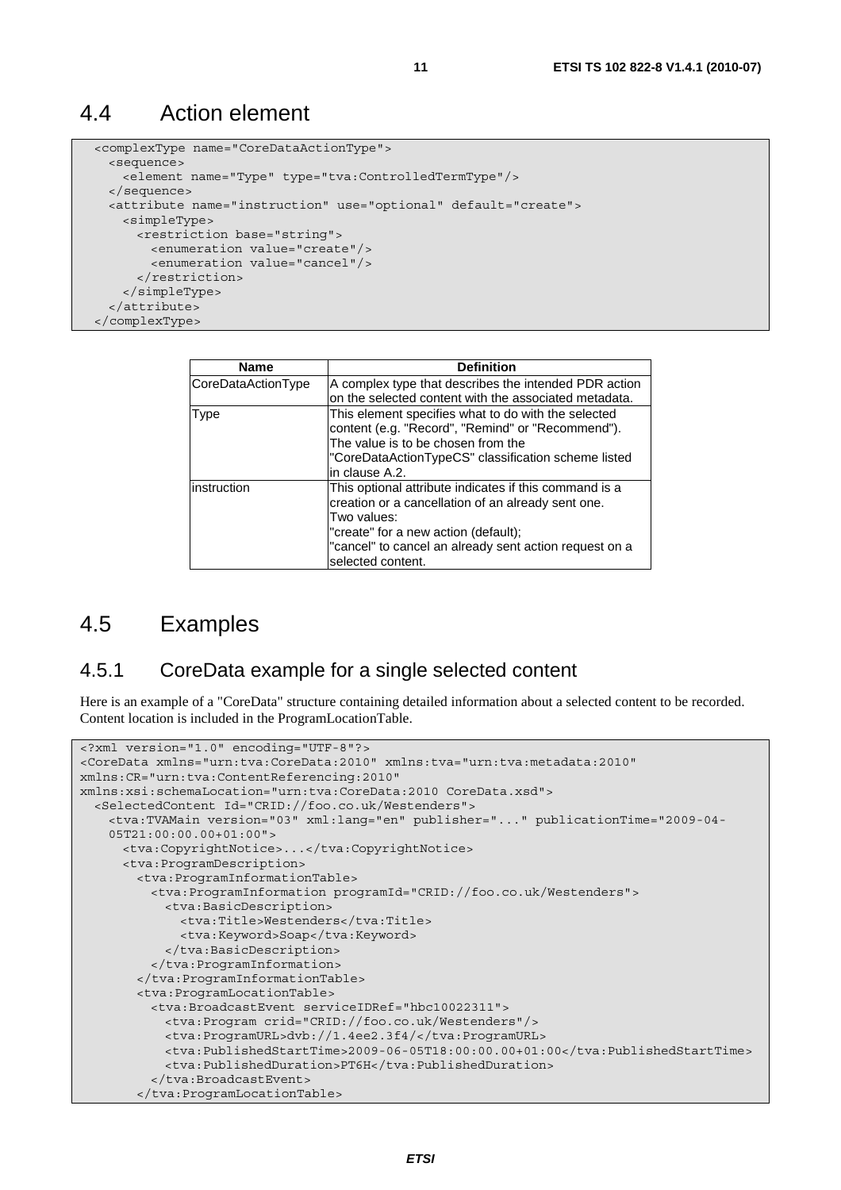## 4.4 Action element

```
<complexType name="CoreDataActionType">
  <sequence>
    <element name="Type" type="tva:ControlledTermType"/>
  </sequence>
  <attribute name="instruction" use="optional" default="create">
    <simpleType>
      <restriction base="string">
        <enumeration value="create"/>
        <enumeration value="cancel"/>
      </restriction>
    </simpleType>
  </attribute>
</complexType>
```

| Name | Definition |
| --- | --- |
| CoreDataActionType | A complex type that describes the intended PDR action on the selected content with the associated metadata. |
| Type | This element specifies what to do with the selected content (e.g. "Record", "Remind" or "Recommend"). The value is to be chosen from the "CoreDataActionTypeCS" classification scheme listed in clause A.2. |
| instruction | This optional attribute indicates if this command is a creation or a cancellation of an already sent one.<br>Two values:<br>"create" for a new action (default);<br>"cancel" to cancel an already sent action request on a selected content. |

## 4.5 Examples

### 4.5.1 CoreData example for a single selected content

Here is an example of a "CoreData" structure containing detailed information about a selected content to be recorded. Content location is included in the ProgramLocationTable.

```
<?xml version="1.0" encoding="UTF-8"?>
<CoreData xmlns="urn:tva:CoreData:2010" xmlns:tva="urn:tva:metadata:2010"
xmlns:CR="urn:tva:ContentReferencing:2010"
xmlns:xsi:schemaLocation="urn:tva:CoreData:2010 CoreData.xsd">
  <SelectedContent Id="CRID://foo.co.uk/Westenders">
    <tva:TVAMain version="03" xml:lang="en" publisher="..." publicationTime="2009-04-
    05T21:00:00.00+01:00">
      <tva:CopyrightNotice>...</tva:CopyrightNotice>
      <tva:ProgramDescription>
        <tva:ProgramInformationTable>
          <tva:ProgramInformation programId="CRID://foo.co.uk/Westenders">
            <tva:BasicDescription>
              <tva:Title>Westenders</tva:Title>
              <tva:Keyword>Soap</tva:Keyword>
            </tva:BasicDescription>
          </tva:ProgramInformation>
        </tva:ProgramInformationTable>
        <tva:ProgramLocationTable>
          <tva:BroadcastEvent serviceIDRef="hbc10022311">
            <tva:Program crid="CRID://foo.co.uk/Westenders"/>
            <tva:ProgramURL>dvb://1.4ee2.3f4/</tva:ProgramURL>
            <tva:PublishedStartTime>2009-06-05T18:00:00.00+01:00</tva:PublishedStartTime>
            <tva:PublishedDuration>PT6H</tva:PublishedDuration>
          </tva:BroadcastEvent>
        </tva:ProgramLocationTable>
```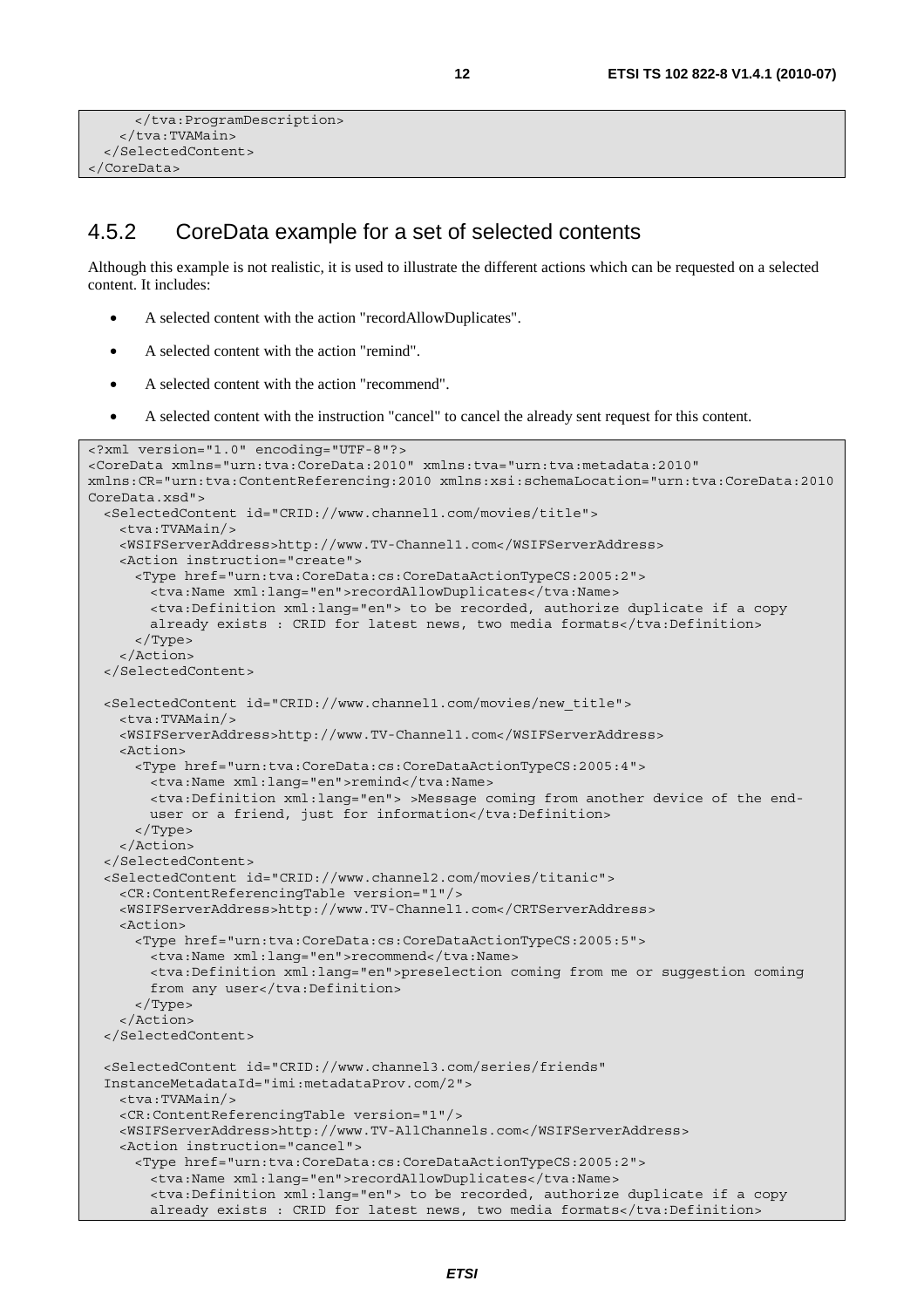```
      </tva:ProgramDescription>
    </tva:TVAMain>
  </SelectedContent>
</CoreData>
```

### 4.5.2 CoreData example for a set of selected contents

Although this example is not realistic, it is used to illustrate the different actions which can be requested on a selected content. It includes:

- A selected content with the action "recordAllowDuplicates".
- A selected content with the action "remind".
- A selected content with the action "recommend".
- A selected content with the instruction "cancel" to cancel the already sent request for this content.

```
<?xml version="1.0" encoding="UTF-8"?>
<CoreData xmlns="urn:tva:CoreData:2010" xmlns:tva="urn:tva:metadata:2010"
xmlns:CR="urn:tva:ContentReferencing:2010 xmlns:xsi:schemaLocation="urn:tva:CoreData:2010
CoreData.xsd">
  <SelectedContent id="CRID://www.channel1.com/movies/title">
    <tva:TVAMain/>
    <WSIFServerAddress>http://www.TV-Channel1.com</WSIFServerAddress>
    <Action instruction="create">
      <Type href="urn:tva:CoreData:cs:CoreDataActionTypeCS:2005:2">
        <tva:Name xml:lang="en">recordAllowDuplicates</tva:Name>
        <tva:Definition xml:lang="en"> to be recorded, authorize duplicate if a copy
        already exists : CRID for latest news, two media formats</tva:Definition>
      </Type>
    </Action>
  </SelectedContent>

  <SelectedContent id="CRID://www.channel1.com/movies/new_title">
    <tva:TVAMain/>
    <WSIFServerAddress>http://www.TV-Channel1.com</WSIFServerAddress>
    <Action>
      <Type href="urn:tva:CoreData:cs:CoreDataActionTypeCS:2005:4">
        <tva:Name xml:lang="en">remind</tva:Name>
        <tva:Definition xml:lang="en"> >Message coming from another device of the end-
        user or a friend, just for information</tva:Definition>
      </Type>
    </Action>
  </SelectedContent>
  <SelectedContent id="CRID://www.channel2.com/movies/titanic">
    <CR:ContentReferencingTable version="1"/>
    <WSIFServerAddress>http://www.TV-Channel1.com</CRTServerAddress>
    <Action>
      <Type href="urn:tva:CoreData:cs:CoreDataActionTypeCS:2005:5">
        <tva:Name xml:lang="en">recommend</tva:Name>
        <tva:Definition xml:lang="en">preselection coming from me or suggestion coming
        from any user</tva:Definition>
      </Type>
    </Action>
  </SelectedContent>

  <SelectedContent id="CRID://www.channel3.com/series/friends"
  InstanceMetadataId="imi:metadataProv.com/2">
    <tva:TVAMain/>
    <CR:ContentReferencingTable version="1"/>
    <WSIFServerAddress>http://www.TV-AllChannels.com</WSIFServerAddress>
    <Action instruction="cancel">
      <Type href="urn:tva:CoreData:cs:CoreDataActionTypeCS:2005:2">
        <tva:Name xml:lang="en">recordAllowDuplicates</tva:Name>
        <tva:Definition xml:lang="en"> to be recorded, authorize duplicate if a copy
        already exists : CRID for latest news, two media formats</tva:Definition>
```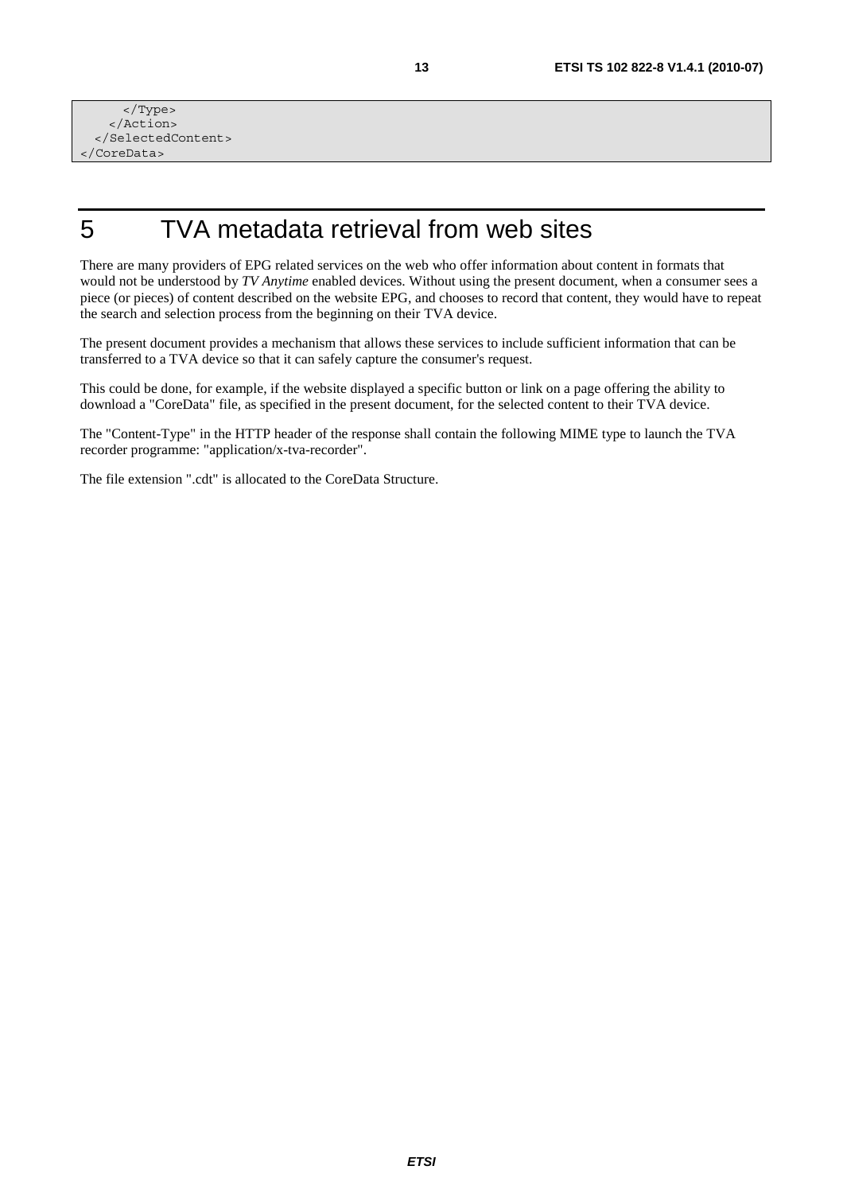```
      </Type>
    </Action>
  </SelectedContent>
</CoreData>
```

# 5 TVA metadata retrieval from web sites

There are many providers of EPG related services on the web who offer information about content in formats that would not be understood by *TV Anytime* enabled devices. Without using the present document, when a consumer sees a piece (or pieces) of content described on the website EPG, and chooses to record that content, they would have to repeat the search and selection process from the beginning on their TVA device.

The present document provides a mechanism that allows these services to include sufficient information that can be transferred to a TVA device so that it can safely capture the consumer's request.

This could be done, for example, if the website displayed a specific button or link on a page offering the ability to download a "CoreData" file, as specified in the present document, for the selected content to their TVA device.

The "Content-Type" in the HTTP header of the response shall contain the following MIME type to launch the TVA recorder programme: "application/x-tva-recorder".

The file extension ".cdt" is allocated to the CoreData Structure.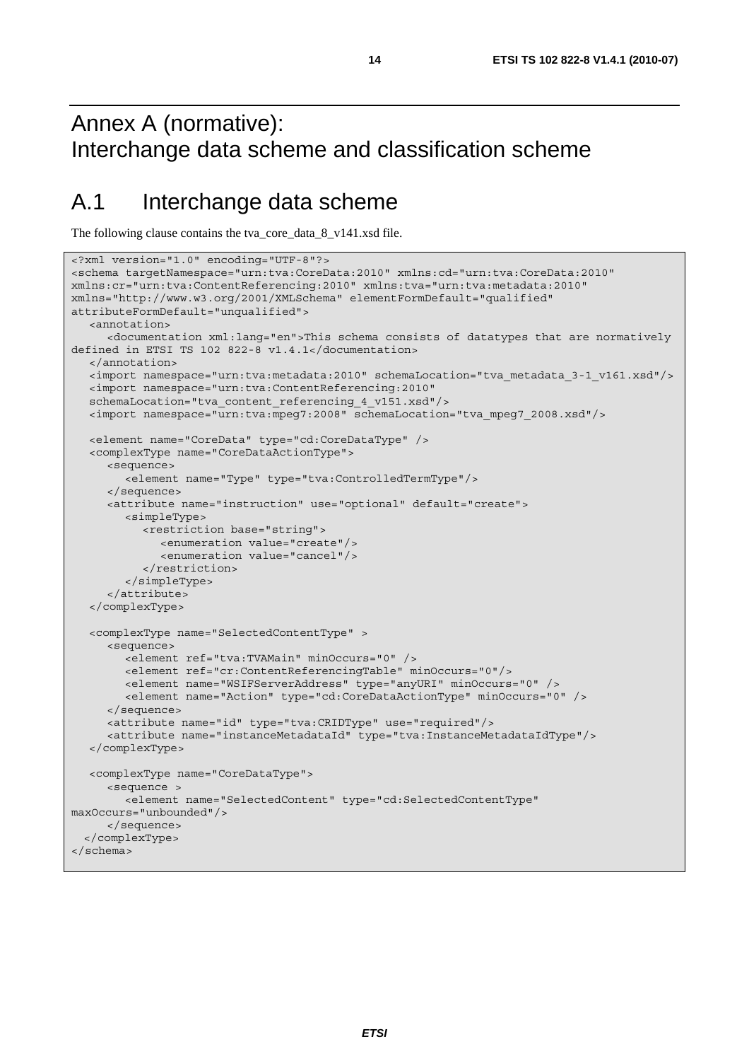# Annex A (normative): Interchange data scheme and classification scheme

## A.1 Interchange data scheme

The following clause contains the tva_core_data_8_v141.xsd file.

```
<?xml version="1.0" encoding="UTF-8"?>
<schema targetNamespace="urn:tva:CoreData:2010" xmlns:cd="urn:tva:CoreData:2010"
xmlns:cr="urn:tva:ContentReferencing:2010" xmlns:tva="urn:tva:metadata:2010"
xmlns="http://www.w3.org/2001/XMLSchema" elementFormDefault="qualified"
attributeFormDefault="unqualified">
   <annotation>
      <documentation xml:lang="en">This schema consists of datatypes that are normatively
defined in ETSI TS 102 822-8 v1.4.1</documentation>
   </annotation>
   <import namespace="urn:tva:metadata:2010" schemaLocation="tva_metadata_3-1_v161.xsd"/>
   <import namespace="urn:tva:ContentReferencing:2010"
   schemaLocation="tva_content_referencing_4_v151.xsd"/>
   <import namespace="urn:tva:mpeg7:2008" schemaLocation="tva_mpeg7_2008.xsd"/>

   <element name="CoreData" type="cd:CoreDataType" />
   <complexType name="CoreDataActionType">
      <sequence>
         <element name="Type" type="tva:ControlledTermType"/>
      </sequence>
      <attribute name="instruction" use="optional" default="create">
         <simpleType>
            <restriction base="string">
               <enumeration value="create"/>
               <enumeration value="cancel"/>
            </restriction>
         </simpleType>
      </attribute>
   </complexType>

   <complexType name="SelectedContentType" >
      <sequence>
         <element ref="tva:TVAMain" minOccurs="0" />
         <element ref="cr:ContentReferencingTable" minOccurs="0"/>
         <element name="WSIFServerAddress" type="anyURI" minOccurs="0" />
         <element name="Action" type="cd:CoreDataActionType" minOccurs="0" />
      </sequence>
      <attribute name="id" type="tva:CRIDType" use="required"/>
      <attribute name="instanceMetadataId" type="tva:InstanceMetadataIdType"/>
   </complexType>

   <complexType name="CoreDataType">
      <sequence >
         <element name="SelectedContent" type="cd:SelectedContentType"
maxOccurs="unbounded"/>
      </sequence>
  </complexType>
</schema>
```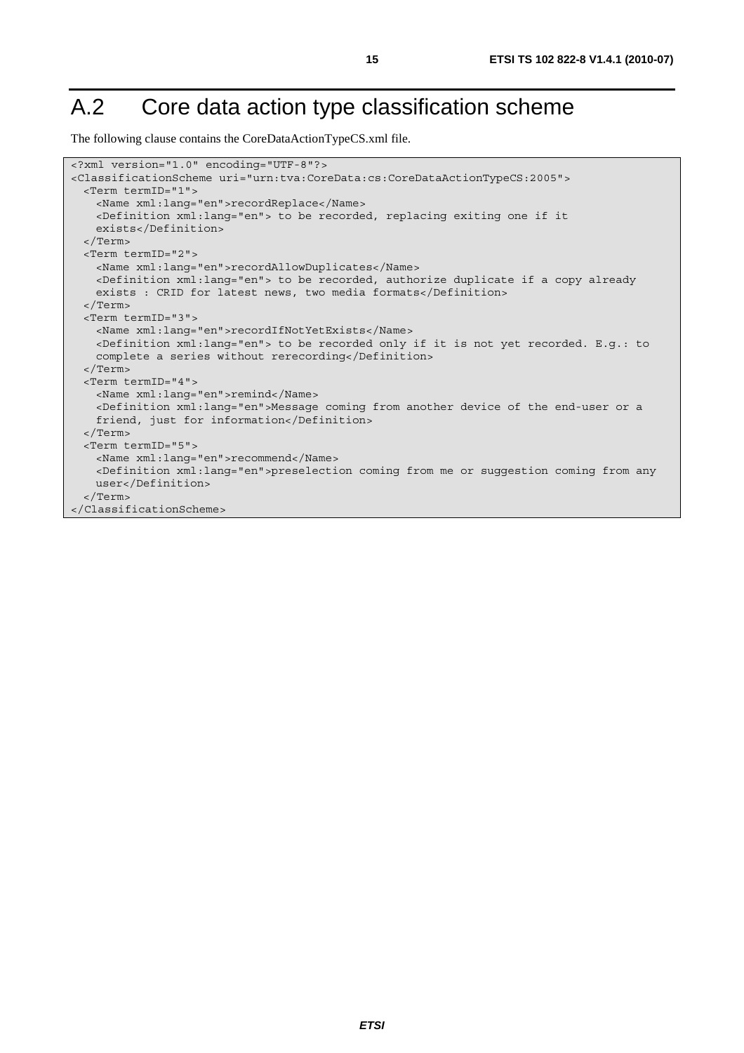# A.2 Core data action type classification scheme

The following clause contains the CoreDataActionTypeCS.xml file.

```
<?xml version="1.0" encoding="UTF-8"?>
<ClassificationScheme uri="urn:tva:CoreData:cs:CoreDataActionTypeCS:2005">
  <Term termID="1">
    <Name xml:lang="en">recordReplace</Name>
    <Definition xml:lang="en"> to be recorded, replacing exiting one if it
    exists</Definition>
  </Term>
  <Term termID="2">
    <Name xml:lang="en">recordAllowDuplicates</Name>
    <Definition xml:lang="en"> to be recorded, authorize duplicate if a copy already
    exists : CRID for latest news, two media formats</Definition>
  </Term>
  <Term termID="3">
    <Name xml:lang="en">recordIfNotYetExists</Name>
    <Definition xml:lang="en"> to be recorded only if it is not yet recorded. E.g.: to
    complete a series without rerecording</Definition>
  </Term>
  <Term termID="4">
    <Name xml:lang="en">remind</Name>
    <Definition xml:lang="en">Message coming from another device of the end-user or a
    friend, just for information</Definition>
  </Term>
  <Term termID="5">
    <Name xml:lang="en">recommend</Name>
    <Definition xml:lang="en">preselection coming from me or suggestion coming from any
    user</Definition>
  </Term>
</ClassificationScheme>
```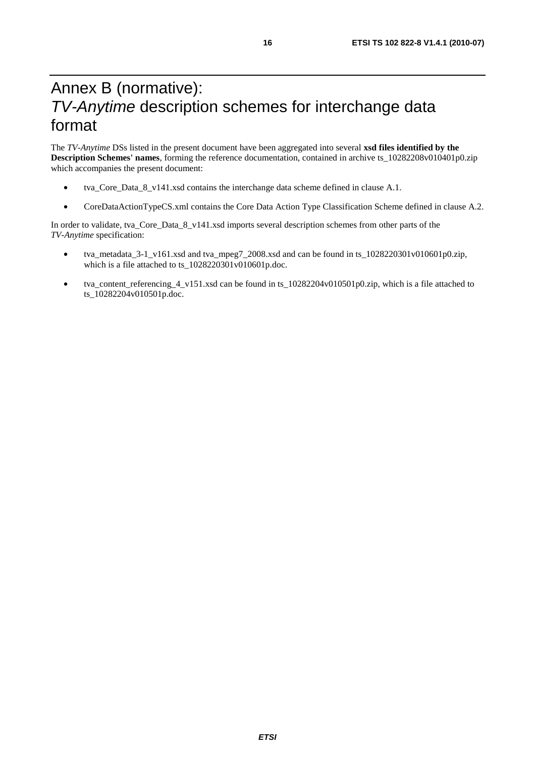# Annex B (normative): *TV-Anytime* description schemes for interchange data format

The *TV-Anytime* DSs listed in the present document have been aggregated into several **xsd files identified by the Description Schemes' names**, forming the reference documentation, contained in archive ts_10282208v010401p0.zip which accompanies the present document:

- tva_Core_Data_8_v141.xsd contains the interchange data scheme defined in clause A.1.
- CoreDataActionTypeCS.xml contains the Core Data Action Type Classification Scheme defined in clause A.2.

In order to validate, tva_Core_Data_8_v141.xsd imports several description schemes from other parts of the *TV-Anytime* specification:

- tva_metadata_3-1_v161.xsd and tva_mpeg7_2008.xsd and can be found in ts_1028220301v010601p0.zip, which is a file attached to ts_1028220301v010601p.doc.
- tva_content_referencing_4_v151.xsd can be found in ts_10282204v010501p0.zip, which is a file attached to ts_10282204v010501p.doc.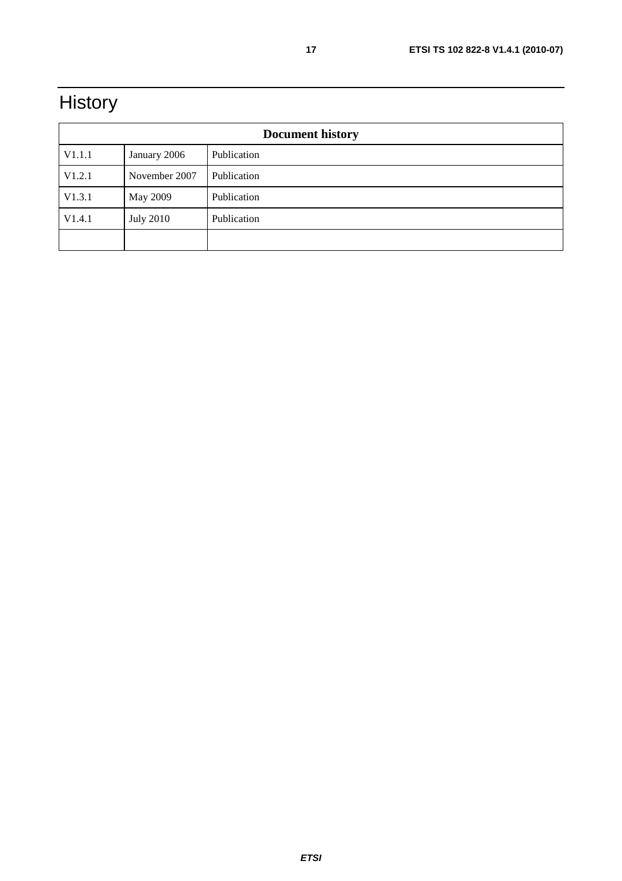# History

| Document history | | |
|---|---|---|
| V1.1.1 | January 2006 | Publication |
| V1.2.1 | November 2007 | Publication |
| V1.3.1 | May 2009 | Publication |
| V1.4.1 | July 2010 | Publication |
| | | |